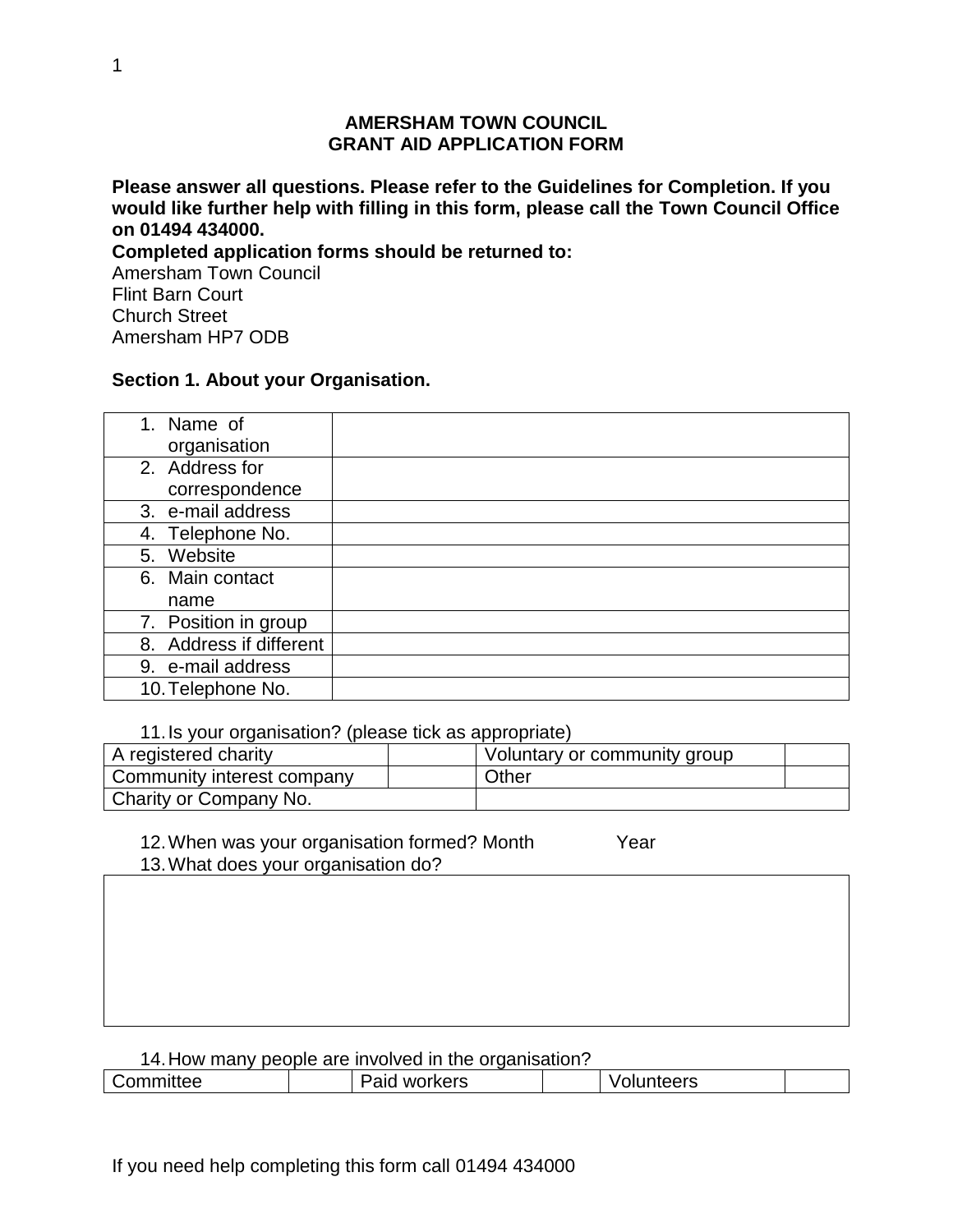# AMERSHAM TOWN COUNCIL
# GRANT AID APPLICATION FORM

**Please answer all questions. Please refer to the Guidelines for Completion. If you would like further help with filling in this form, please call the Town Council Office on 01494 434000.**

**Completed application forms should be returned to:**

Amersham Town Council
Flint Barn Court
Church Street
Amersham HP7 ODB

## Section 1. About your Organisation.

| | |
|---|---|
| 1. Name of organisation | |
| 2. Address for correspondence | |
| 3. e-mail address | |
| 4. Telephone No. | |
| 5. Website | |
| 6. Main contact name | |
| 7. Position in group | |
| 8. Address if different | |
| 9. e-mail address | |
| 10. Telephone No. | |

11. Is your organisation? (please tick as appropriate)

| | | | |
|---|---|---|---|
| A registered charity | | Voluntary or community group | |
| Community interest company | | Other | |
| Charity or Company No. | | | |

12. When was your organisation formed? Month Year

13. What does your organisation do?

| |
|---|
| |

14. How many people are involved in the organisation?

| | | | | | |
|---|---|---|---|---|---|
| Committee | | Paid workers | | Volunteers | |

If you need help completing this form call 01494 434000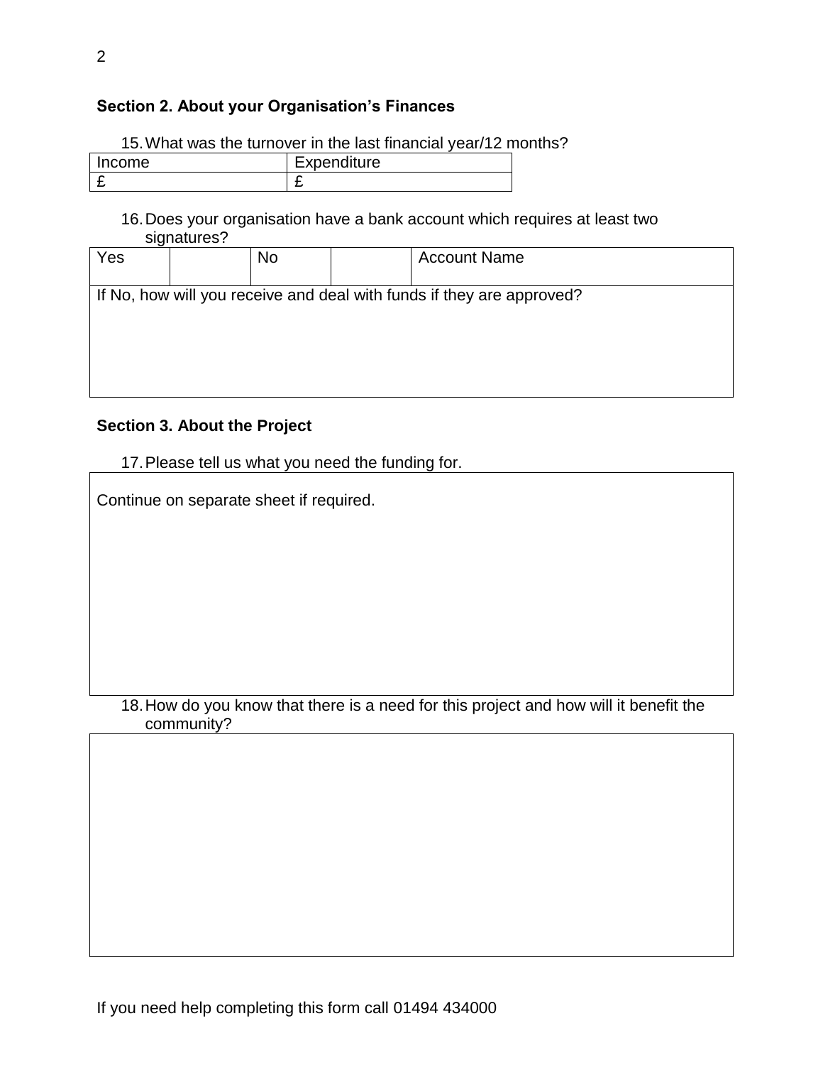### Section 2. About your Organisation's Finances

15. What was the turnover in the last financial year/12 months?

| Income | Expenditure |
|---|---|
| £ | £ |

16. Does your organisation have a bank account which requires at least two signatures?

| Yes | | No | | Account Name |
|---|---|---|---|---|
| If No, how will you receive and deal with funds if they are approved? | | | | |

### Section 3. About the Project

17. Please tell us what you need the funding for.

| |
|---|
| Continue on separate sheet if required. |

18. How do you know that there is a need for this project and how will it benefit the community?

| |
|---|
| |

If you need help completing this form call 01494 434000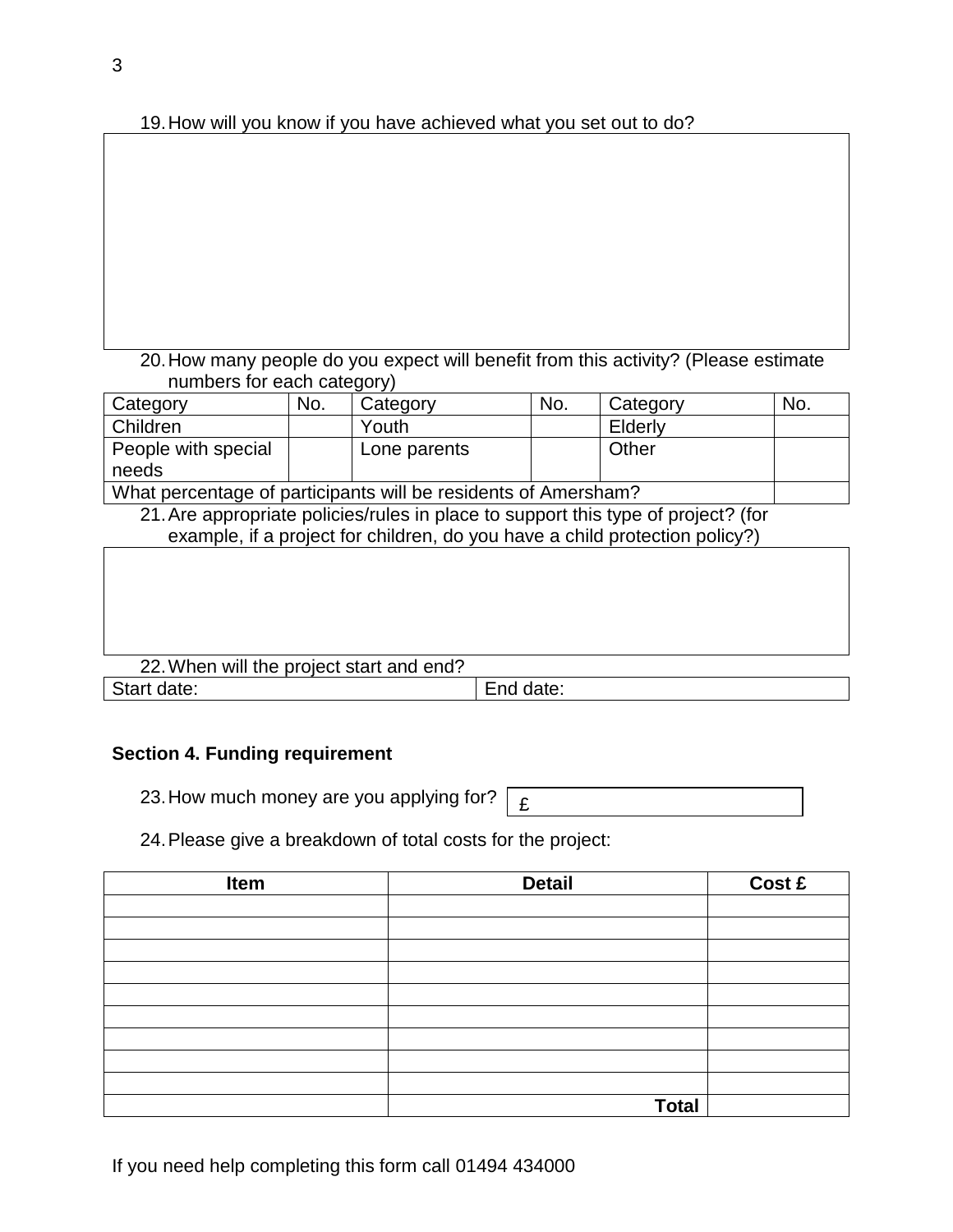19. How will you know if you have achieved what you set out to do?

| |
|---|
| |

20. How many people do you expect will benefit from this activity? (Please estimate numbers for each category)

| Category | No. | Category | No. | Category | No. |
|---|---|---|---|---|---|
| Children | | Youth | | Elderly | |
| People with special needs | | Lone parents | | Other | |
| What percentage of participants will be residents of Amersham? | | | | | |

21. Are appropriate policies/rules in place to support this type of project? (for example, if a project for children, do you have a child protection policy?)

| |
|---|
| |

22. When will the project start and end?

| | |
|---|---|
| Start date: | End date: |

**Section 4. Funding requirement**

23. How much money are you applying for? £

24. Please give a breakdown of total costs for the project:

| Item | Detail | Cost £ |
|---|---|---|
| | | |
| | | |
| | | |
| | | |
| | | |
| | | |
| | | |
| | | |
| | | |
| | **Total** | |

If you need help completing this form call 01494 434000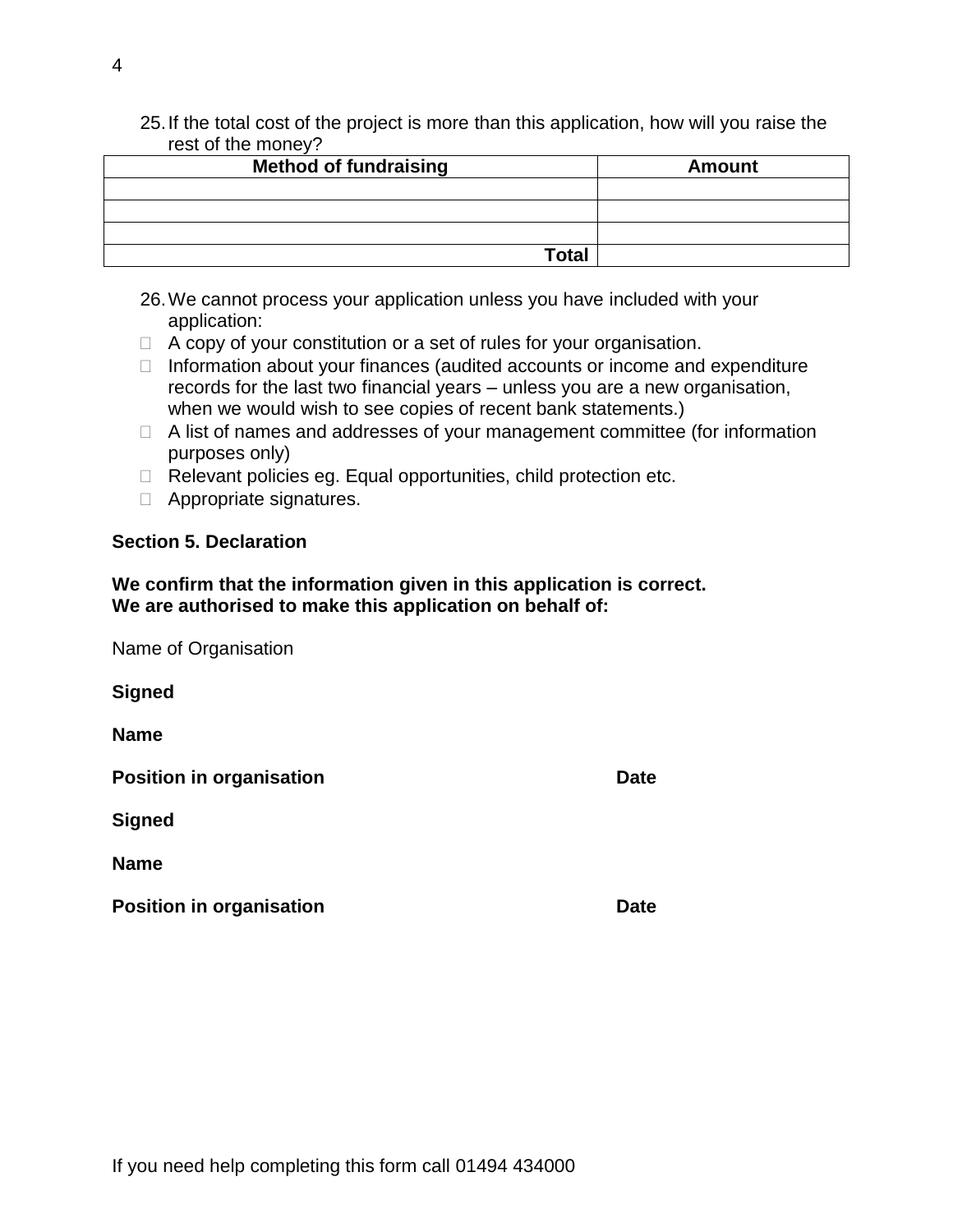25. If the total cost of the project is more than this application, how will you raise the rest of the money?

| Method of fundraising | Amount |
| --- | --- |
| | |
| | |
| | |
| **Total** | |

26. We cannot process your application unless you have included with your application:

- A copy of your constitution or a set of rules for your organisation.
- Information about your finances (audited accounts or income and expenditure records for the last two financial years – unless you are a new organisation, when we would wish to see copies of recent bank statements.)
- A list of names and addresses of your management committee (for information purposes only)
- Relevant policies eg. Equal opportunities, child protection etc.
- Appropriate signatures.

**Section 5. Declaration**

**We confirm that the information given in this application is correct.**
**We are authorised to make this application on behalf of:**

Name of Organisation

**Signed**

**Name**

**Position in organisation** **Date**

**Signed**

**Name**

**Position in organisation** **Date**

If you need help completing this form call 01494 434000